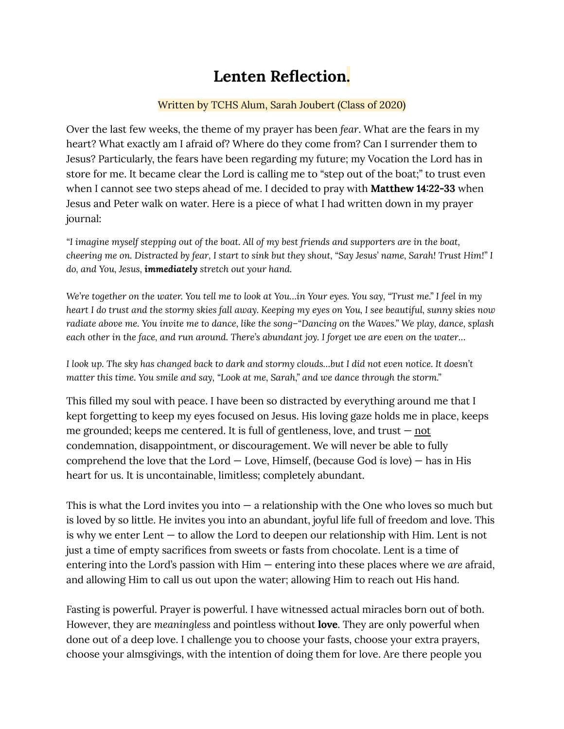# Lenten Reflection.

Written by TCHS Alum, Sarah Joubert (Class of 2020)

Over the last few weeks, the theme of my prayer has been *fear*. What are the fears in my heart? What exactly am I afraid of? Where do they come from? Can I surrender them to Jesus? Particularly, the fears have been regarding my future; my Vocation the Lord has in store for me. It became clear the Lord is calling me to "step out of the boat;" to trust even when I cannot see two steps ahead of me. I decided to pray with **Matthew 14:22-33** when Jesus and Peter walk on water. Here is a piece of what I had written down in my prayer journal:

*"I imagine myself stepping out of the boat. All of my best friends and supporters are in the boat, cheering me on. Distracted by fear, I start to sink but they shout, "Say Jesus' name, Sarah! Trust Him!" I do, and You, Jesus,* ***immediately*** *stretch out your hand.*

*We're together on the water. You tell me to look at You…in Your eyes. You say, "Trust me." I feel in my heart I do trust and the stormy skies fall away. Keeping my eyes on You, I see beautiful, sunny skies now radiate above me. You invite me to dance, like the song–"Dancing on the Waves." We play, dance, splash each other in the face, and run around. There's abundant joy. I forget we are even on the water…*

*I look up. The sky has changed back to dark and stormy clouds…but I did not even notice. It doesn't matter this time. You smile and say, "Look at me, Sarah," and we dance through the storm."*

This filled my soul with peace. I have been so distracted by everything around me that I kept forgetting to keep my eyes focused on Jesus. His loving gaze holds me in place, keeps me grounded; keeps me centered. It is full of gentleness, love, and trust — <u>not</u> condemnation, disappointment, or discouragement. We will never be able to fully comprehend the love that the Lord — Love, Himself, (because God *is* love) — has in His heart for us. It is uncontainable, limitless; completely abundant.

This is what the Lord invites you into — a relationship with the One who loves so much but is loved by so little. He invites you into an abundant, joyful life full of freedom and love. This is why we enter Lent — to allow the Lord to deepen our relationship with Him. Lent is not just a time of empty sacrifices from sweets or fasts from chocolate. Lent is a time of entering into the Lord's passion with Him — entering into these places where we *are* afraid, and allowing Him to call us out upon the water; allowing Him to reach out His hand.

Fasting is powerful. Prayer is powerful. I have witnessed actual miracles born out of both. However, they are *meaningless* and pointless without **love**. They are only powerful when done out of a deep love. I challenge you to choose your fasts, choose your extra prayers, choose your almsgivings, with the intention of doing them for love. Are there people you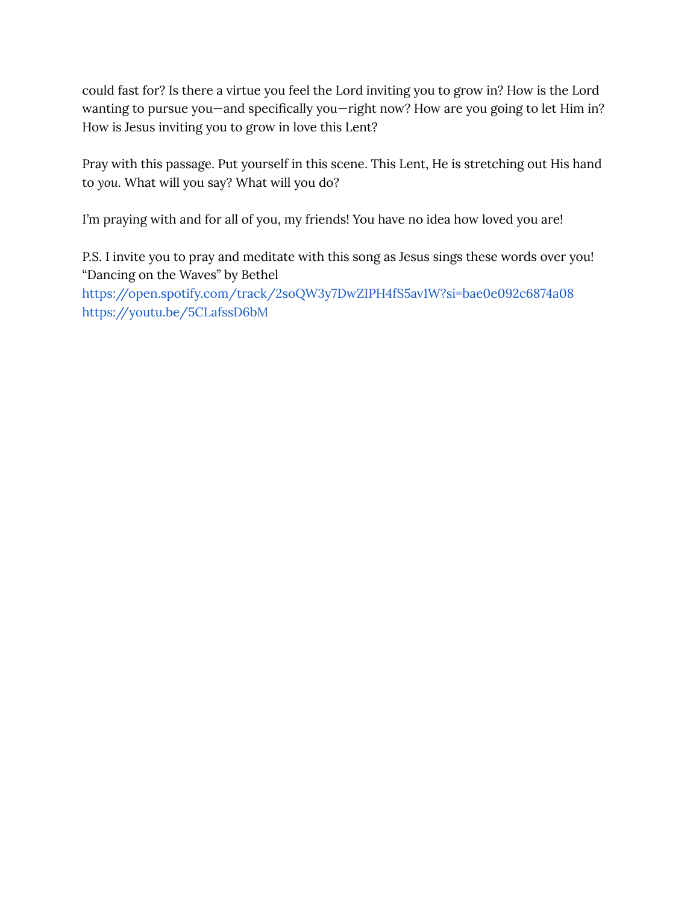could fast for? Is there a virtue you feel the Lord inviting you to grow in? How is the Lord wanting to pursue you—and specifically you—right now? How are you going to let Him in? How is Jesus inviting you to grow in love this Lent?

Pray with this passage. Put yourself in this scene. This Lent, He is stretching out His hand to *you*. What will you say? What will you do?

I'm praying with and for all of you, my friends! You have no idea how loved you are!

P.S. I invite you to pray and meditate with this song as Jesus sings these words over you! "Dancing on the Waves" by Bethel
https://open.spotify.com/track/2soQW3y7DwZIPH4fS5av1W?si=bae0e092c6874a08
https://youtu.be/5CLafssD6bM